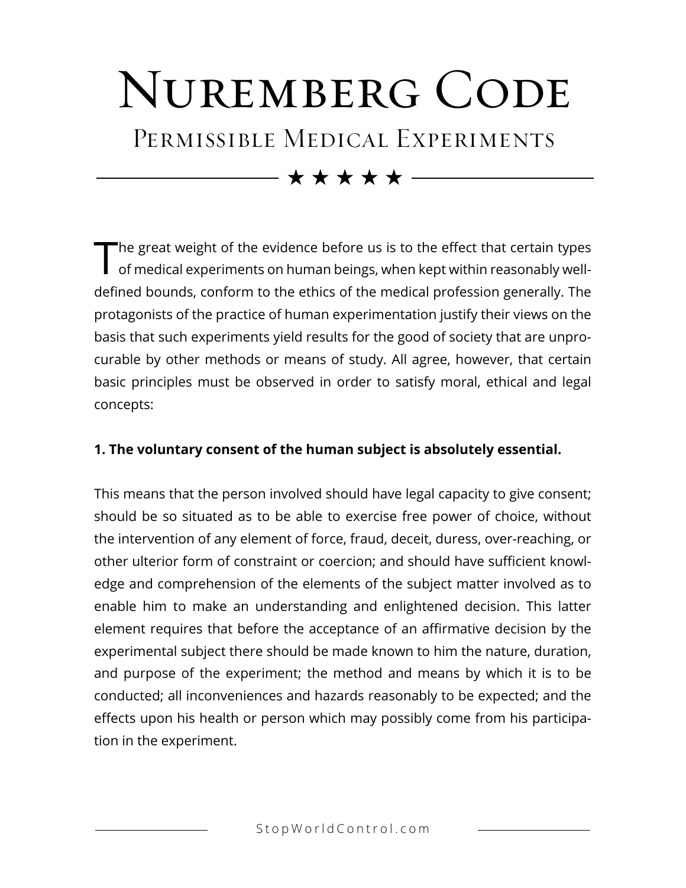# Nuremberg Code

## Permissible Medical Experiments

★ ★ ★ ★ ★

The great weight of the evidence before us is to the effect that certain types of medical experiments on human beings, when kept within reasonably well-defined bounds, conform to the ethics of the medical profession generally. The protagonists of the practice of human experimentation justify their views on the basis that such experiments yield results for the good of society that are unprocurable by other methods or means of study. All agree, however, that certain basic principles must be observed in order to satisfy moral, ethical and legal concepts:

**1. The voluntary consent of the human subject is absolutely essential.**

This means that the person involved should have legal capacity to give consent; should be so situated as to be able to exercise free power of choice, without the intervention of any element of force, fraud, deceit, duress, over-reaching, or other ulterior form of constraint or coercion; and should have sufficient knowledge and comprehension of the elements of the subject matter involved as to enable him to make an understanding and enlightened decision. This latter element requires that before the acceptance of an affirmative decision by the experimental subject there should be made known to him the nature, duration, and purpose of the experiment; the method and means by which it is to be conducted; all inconveniences and hazards reasonably to be expected; and the effects upon his health or person which may possibly come from his participation in the experiment.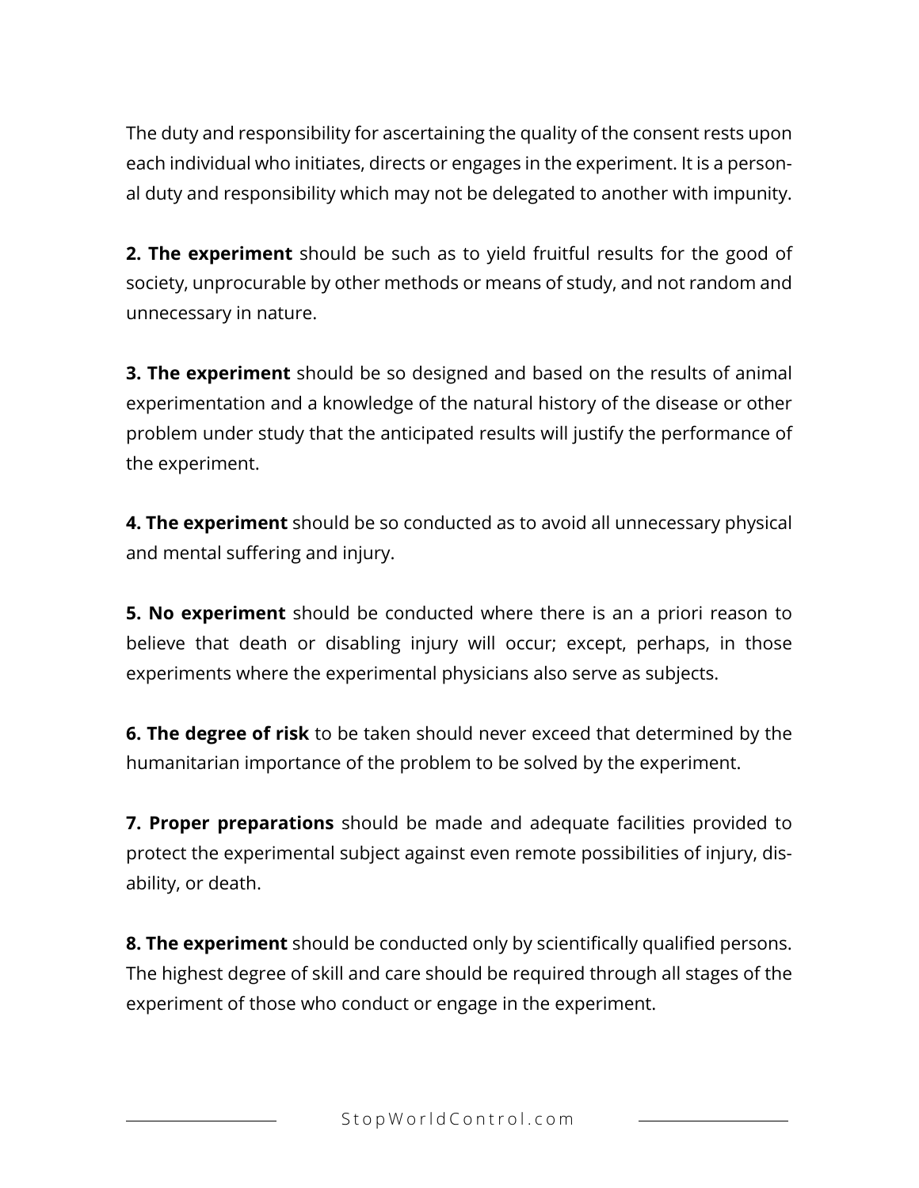The duty and responsibility for ascertaining the quality of the consent rests upon each individual who initiates, directs or engages in the experiment. It is a personal duty and responsibility which may not be delegated to another with impunity.

**2. The experiment** should be such as to yield fruitful results for the good of society, unprocurable by other methods or means of study, and not random and unnecessary in nature.

**3. The experiment** should be so designed and based on the results of animal experimentation and a knowledge of the natural history of the disease or other problem under study that the anticipated results will justify the performance of the experiment.

**4. The experiment** should be so conducted as to avoid all unnecessary physical and mental suffering and injury.

**5. No experiment** should be conducted where there is an a priori reason to believe that death or disabling injury will occur; except, perhaps, in those experiments where the experimental physicians also serve as subjects.

**6. The degree of risk** to be taken should never exceed that determined by the humanitarian importance of the problem to be solved by the experiment.

**7. Proper preparations** should be made and adequate facilities provided to protect the experimental subject against even remote possibilities of injury, disability, or death.

**8. The experiment** should be conducted only by scientifically qualified persons. The highest degree of skill and care should be required through all stages of the experiment of those who conduct or engage in the experiment.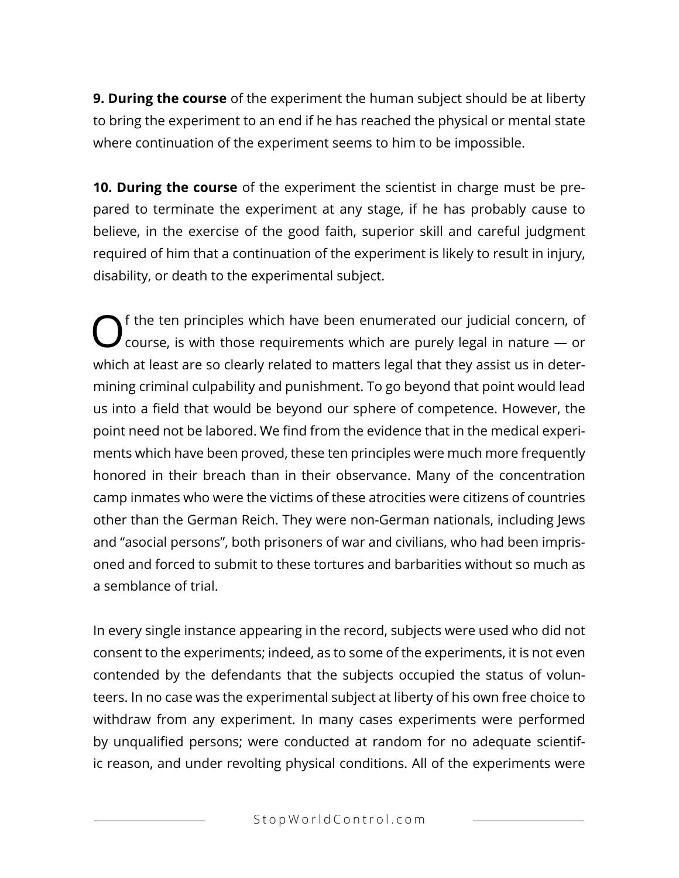**9. During the course** of the experiment the human subject should be at liberty to bring the experiment to an end if he has reached the physical or mental state where continuation of the experiment seems to him to be impossible.

**10. During the course** of the experiment the scientist in charge must be prepared to terminate the experiment at any stage, if he has probably cause to believe, in the exercise of the good faith, superior skill and careful judgment required of him that a continuation of the experiment is likely to result in injury, disability, or death to the experimental subject.

Of the ten principles which have been enumerated our judicial concern, of course, is with those requirements which are purely legal in nature — or which at least are so clearly related to matters legal that they assist us in determining criminal culpability and punishment. To go beyond that point would lead us into a field that would be beyond our sphere of competence. However, the point need not be labored. We find from the evidence that in the medical experiments which have been proved, these ten principles were much more frequently honored in their breach than in their observance. Many of the concentration camp inmates who were the victims of these atrocities were citizens of countries other than the German Reich. They were non-German nationals, including Jews and "asocial persons", both prisoners of war and civilians, who had been imprisoned and forced to submit to these tortures and barbarities without so much as a semblance of trial.

In every single instance appearing in the record, subjects were used who did not consent to the experiments; indeed, as to some of the experiments, it is not even contended by the defendants that the subjects occupied the status of volunteers. In no case was the experimental subject at liberty of his own free choice to withdraw from any experiment. In many cases experiments were performed by unqualified persons; were conducted at random for no adequate scientific reason, and under revolting physical conditions. All of the experiments were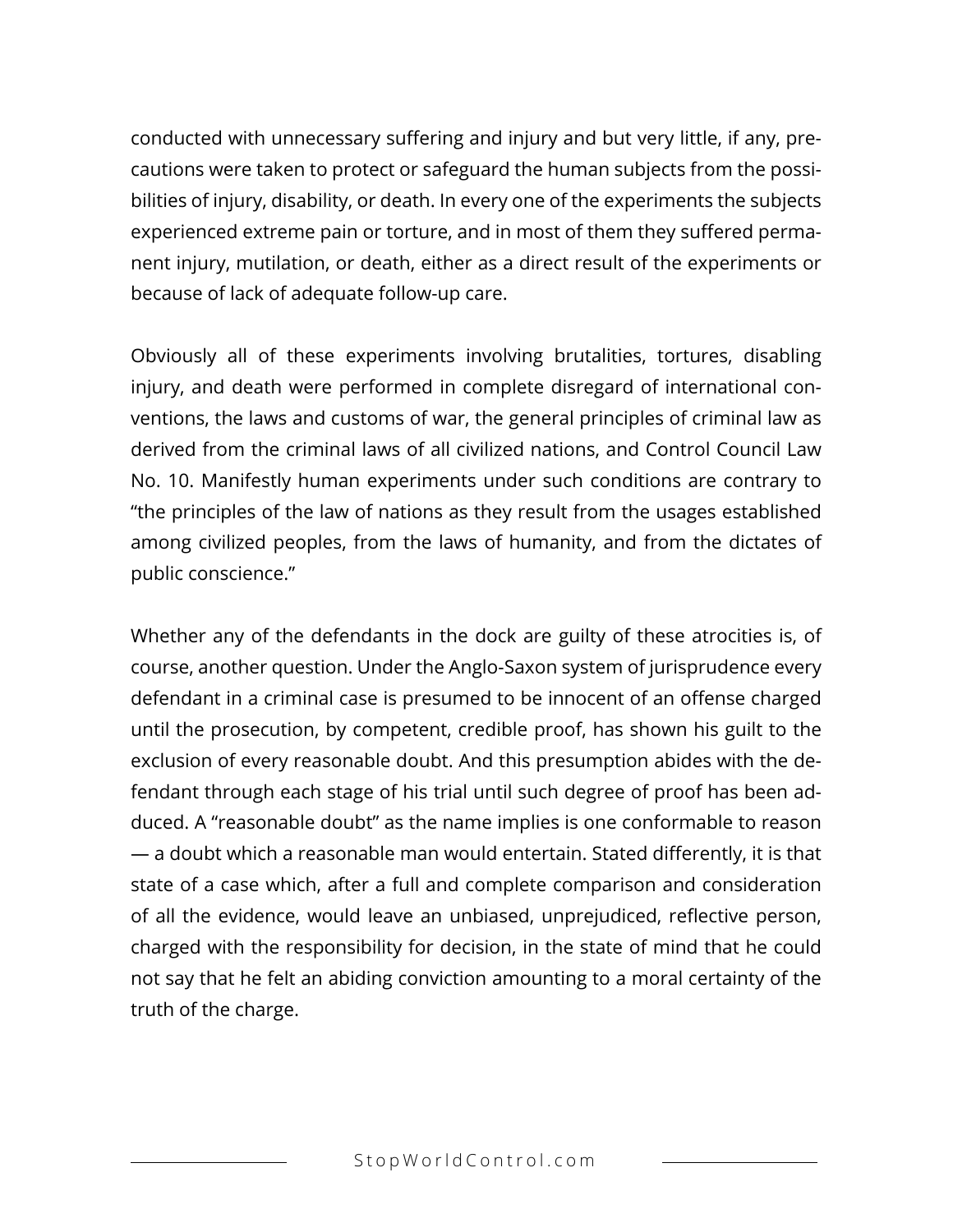conducted with unnecessary suffering and injury and but very little, if any, precautions were taken to protect or safeguard the human subjects from the possibilities of injury, disability, or death. In every one of the experiments the subjects experienced extreme pain or torture, and in most of them they suffered permanent injury, mutilation, or death, either as a direct result of the experiments or because of lack of adequate follow-up care.

Obviously all of these experiments involving brutalities, tortures, disabling injury, and death were performed in complete disregard of international conventions, the laws and customs of war, the general principles of criminal law as derived from the criminal laws of all civilized nations, and Control Council Law No. 10. Manifestly human experiments under such conditions are contrary to "the principles of the law of nations as they result from the usages established among civilized peoples, from the laws of humanity, and from the dictates of public conscience."

Whether any of the defendants in the dock are guilty of these atrocities is, of course, another question. Under the Anglo-Saxon system of jurisprudence every defendant in a criminal case is presumed to be innocent of an offense charged until the prosecution, by competent, credible proof, has shown his guilt to the exclusion of every reasonable doubt. And this presumption abides with the defendant through each stage of his trial until such degree of proof has been adduced. A "reasonable doubt" as the name implies is one conformable to reason — a doubt which a reasonable man would entertain. Stated differently, it is that state of a case which, after a full and complete comparison and consideration of all the evidence, would leave an unbiased, unprejudiced, reflective person, charged with the responsibility for decision, in the state of mind that he could not say that he felt an abiding conviction amounting to a moral certainty of the truth of the charge.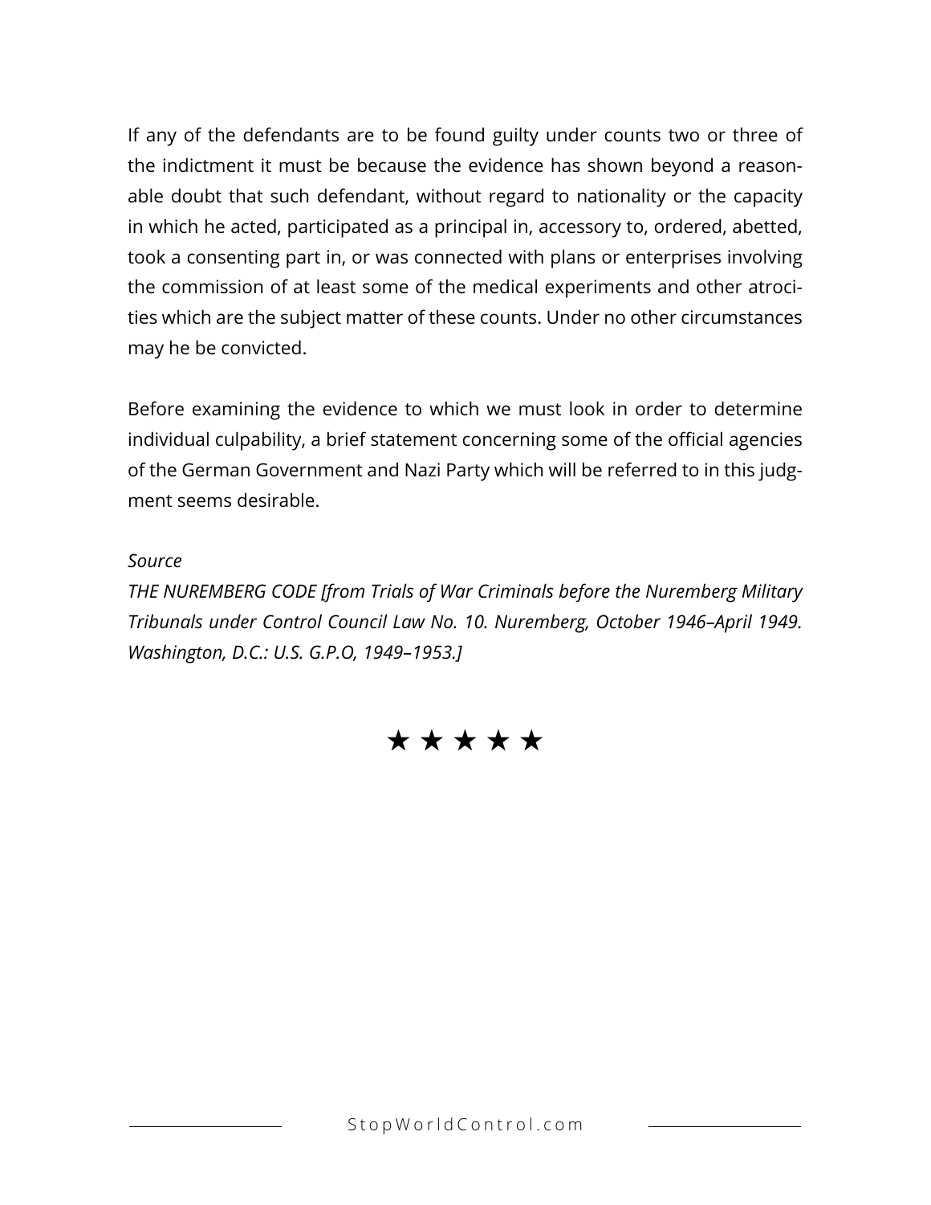If any of the defendants are to be found guilty under counts two or three of the indictment it must be because the evidence has shown beyond a reasonable doubt that such defendant, without regard to nationality or the capacity in which he acted, participated as a principal in, accessory to, ordered, abetted, took a consenting part in, or was connected with plans or enterprises involving the commission of at least some of the medical experiments and other atrocities which are the subject matter of these counts. Under no other circumstances may he be convicted.

Before examining the evidence to which we must look in order to determine individual culpability, a brief statement concerning some of the official agencies of the German Government and Nazi Party which will be referred to in this judgment seems desirable.

*Source*
*THE NUREMBERG CODE [from Trials of War Criminals before the Nuremberg Military Tribunals under Control Council Law No. 10. Nuremberg, October 1946–April 1949. Washington, D.C.: U.S. G.P.O, 1949–1953.]*

★ ★ ★ ★ ★